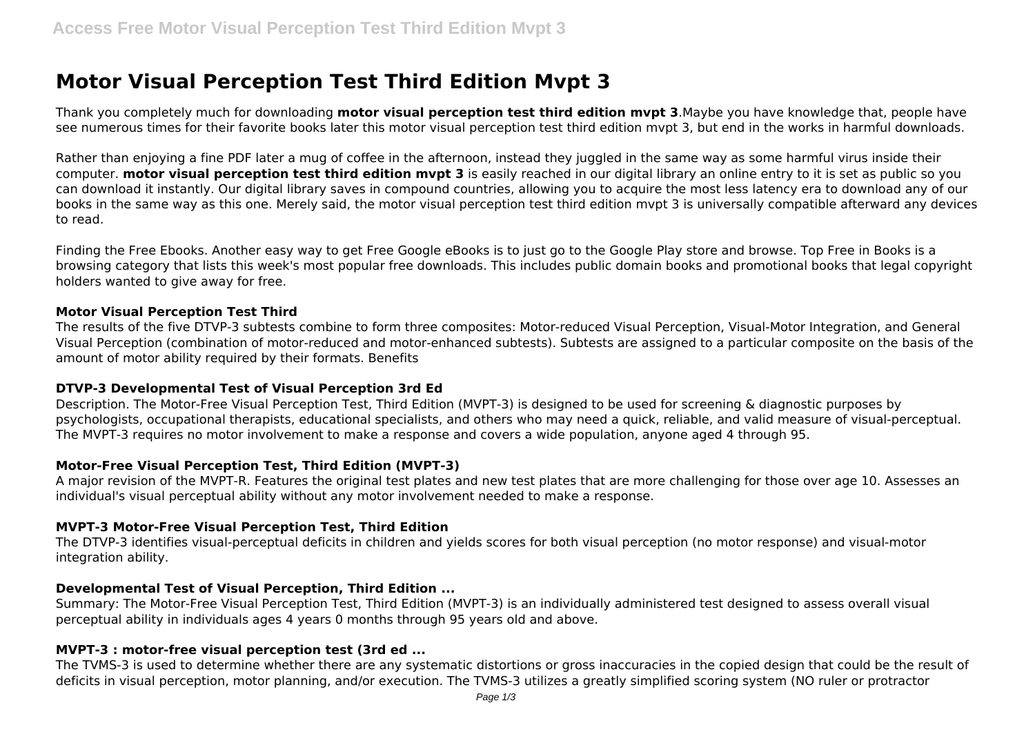# Motor Visual Perception Test Third Edition Mvpt 3

Thank you completely much for downloading **motor visual perception test third edition mvpt 3**.Maybe you have knowledge that, people have see numerous times for their favorite books later this motor visual perception test third edition mvpt 3, but end in the works in harmful downloads.

Rather than enjoying a fine PDF later a mug of coffee in the afternoon, instead they juggled in the same way as some harmful virus inside their computer. **motor visual perception test third edition mvpt 3** is easily reached in our digital library an online entry to it is set as public so you can download it instantly. Our digital library saves in compound countries, allowing you to acquire the most less latency era to download any of our books in the same way as this one. Merely said, the motor visual perception test third edition mvpt 3 is universally compatible afterward any devices to read.

Finding the Free Ebooks. Another easy way to get Free Google eBooks is to just go to the Google Play store and browse. Top Free in Books is a browsing category that lists this week's most popular free downloads. This includes public domain books and promotional books that legal copyright holders wanted to give away for free.

### Motor Visual Perception Test Third

The results of the five DTVP-3 subtests combine to form three composites: Motor-reduced Visual Perception, Visual-Motor Integration, and General Visual Perception (combination of motor-reduced and motor-enhanced subtests). Subtests are assigned to a particular composite on the basis of the amount of motor ability required by their formats. Benefits

### DTVP-3 Developmental Test of Visual Perception 3rd Ed

Description. The Motor-Free Visual Perception Test, Third Edition (MVPT-3) is designed to be used for screening & diagnostic purposes by psychologists, occupational therapists, educational specialists, and others who may need a quick, reliable, and valid measure of visual-perceptual. The MVPT-3 requires no motor involvement to make a response and covers a wide population, anyone aged 4 through 95.

### Motor-Free Visual Perception Test, Third Edition (MVPT-3)

A major revision of the MVPT-R. Features the original test plates and new test plates that are more challenging for those over age 10. Assesses an individual's visual perceptual ability without any motor involvement needed to make a response.

### MVPT-3 Motor-Free Visual Perception Test, Third Edition

The DTVP-3 identifies visual-perceptual deficits in children and yields scores for both visual perception (no motor response) and visual-motor integration ability.

### Developmental Test of Visual Perception, Third Edition ...

Summary: The Motor-Free Visual Perception Test, Third Edition (MVPT-3) is an individually administered test designed to assess overall visual perceptual ability in individuals ages 4 years 0 months through 95 years old and above.

### MVPT-3 : motor-free visual perception test (3rd ed ...

The TVMS-3 is used to determine whether there are any systematic distortions or gross inaccuracies in the copied design that could be the result of deficits in visual perception, motor planning, and/or execution. The TVMS-3 utilizes a greatly simplified scoring system (NO ruler or protractor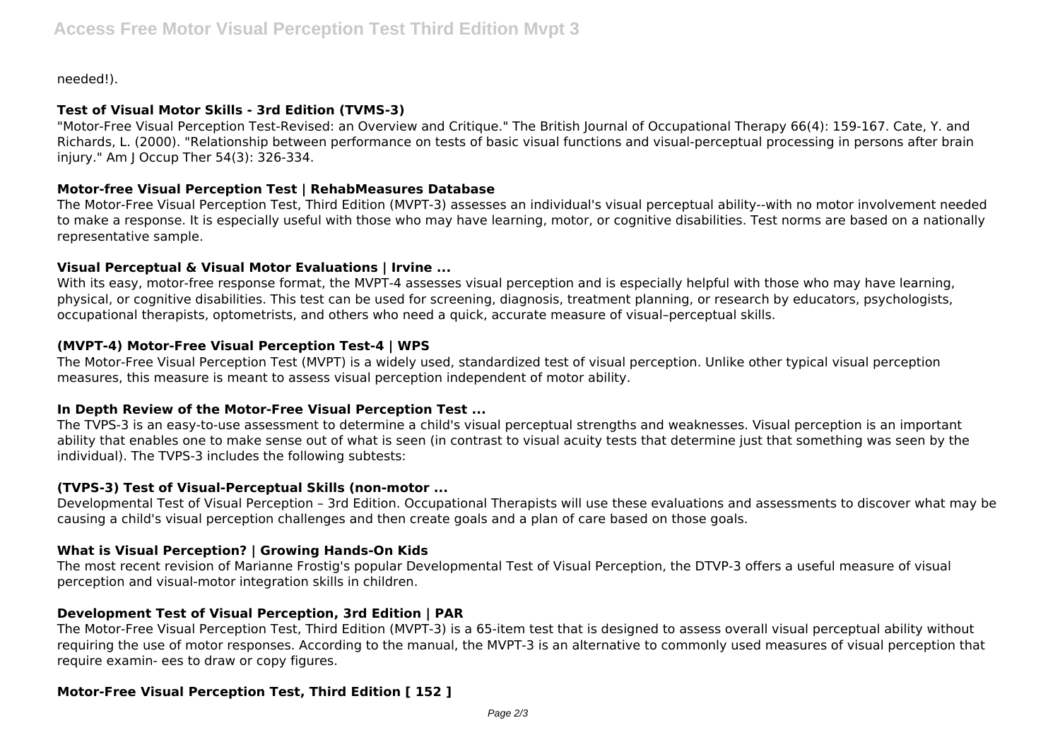needed!).

### Test of Visual Motor Skills - 3rd Edition (TVMS-3)

"Motor-Free Visual Perception Test-Revised: an Overview and Critique." The British Journal of Occupational Therapy 66(4): 159-167. Cate, Y. and Richards, L. (2000). "Relationship between performance on tests of basic visual functions and visual-perceptual processing in persons after brain injury." Am J Occup Ther 54(3): 326-334.

### Motor-free Visual Perception Test | RehabMeasures Database

The Motor-Free Visual Perception Test, Third Edition (MVPT-3) assesses an individual's visual perceptual ability--with no motor involvement needed to make a response. It is especially useful with those who may have learning, motor, or cognitive disabilities. Test norms are based on a nationally representative sample.

### Visual Perceptual & Visual Motor Evaluations | Irvine ...

With its easy, motor-free response format, the MVPT-4 assesses visual perception and is especially helpful with those who may have learning, physical, or cognitive disabilities. This test can be used for screening, diagnosis, treatment planning, or research by educators, psychologists, occupational therapists, optometrists, and others who need a quick, accurate measure of visual–perceptual skills.

### (MVPT-4) Motor-Free Visual Perception Test-4 | WPS

The Motor-Free Visual Perception Test (MVPT) is a widely used, standardized test of visual perception. Unlike other typical visual perception measures, this measure is meant to assess visual perception independent of motor ability.

### In Depth Review of the Motor-Free Visual Perception Test ...

The TVPS-3 is an easy-to-use assessment to determine a child's visual perceptual strengths and weaknesses. Visual perception is an important ability that enables one to make sense out of what is seen (in contrast to visual acuity tests that determine just that something was seen by the individual). The TVPS-3 includes the following subtests:

### (TVPS-3) Test of Visual-Perceptual Skills (non-motor ...

Developmental Test of Visual Perception – 3rd Edition. Occupational Therapists will use these evaluations and assessments to discover what may be causing a child's visual perception challenges and then create goals and a plan of care based on those goals.

### What is Visual Perception? | Growing Hands-On Kids

The most recent revision of Marianne Frostig's popular Developmental Test of Visual Perception, the DTVP-3 offers a useful measure of visual perception and visual-motor integration skills in children.

### Development Test of Visual Perception, 3rd Edition | PAR

The Motor-Free Visual Perception Test, Third Edition (MVPT-3) is a 65-item test that is designed to assess overall visual perceptual ability without requiring the use of motor responses. According to the manual, the MVPT-3 is an alternative to commonly used measures of visual perception that require examin- ees to draw or copy figures.

### Motor-Free Visual Perception Test, Third Edition [ 152 ]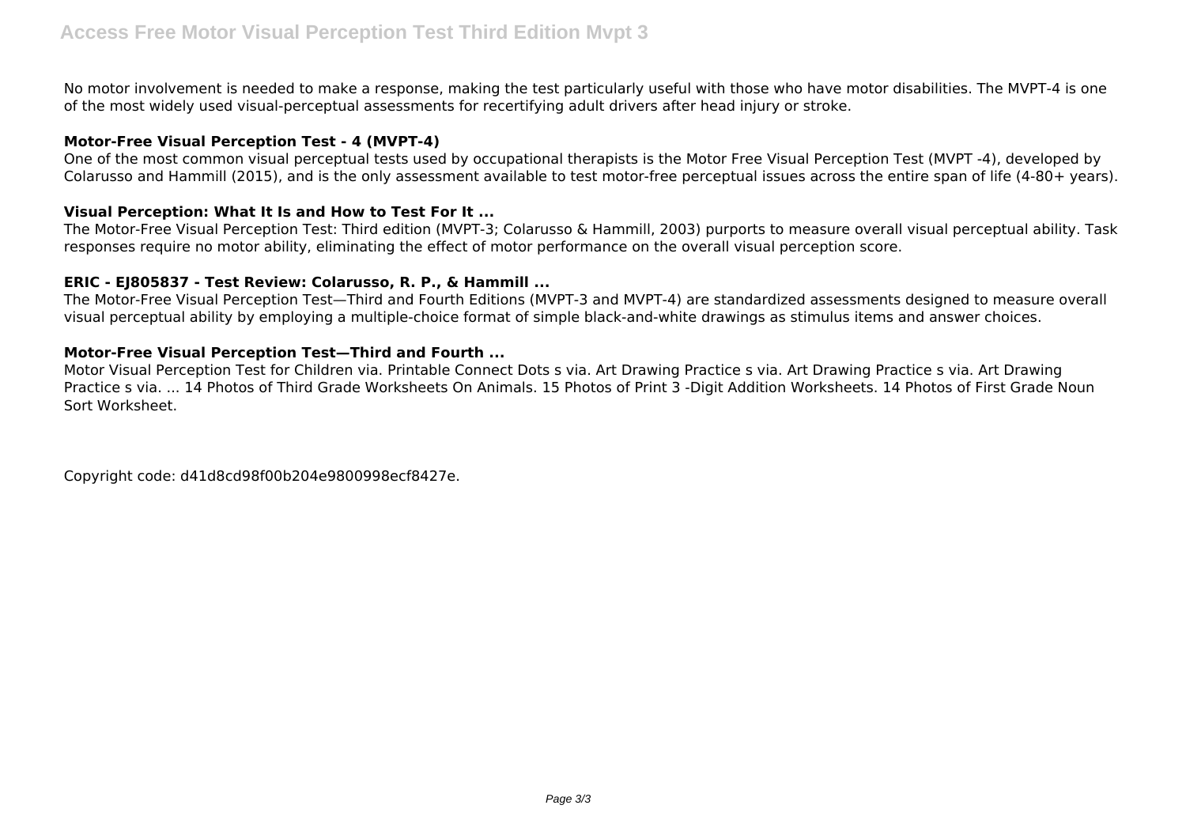No motor involvement is needed to make a response, making the test particularly useful with those who have motor disabilities. The MVPT-4 is one of the most widely used visual-perceptual assessments for recertifying adult drivers after head injury or stroke.

**Motor-Free Visual Perception Test - 4 (MVPT-4)**

One of the most common visual perceptual tests used by occupational therapists is the Motor Free Visual Perception Test (MVPT -4), developed by Colarusso and Hammill (2015), and is the only assessment available to test motor-free perceptual issues across the entire span of life (4-80+ years).

**Visual Perception: What It Is and How to Test For It ...**

The Motor-Free Visual Perception Test: Third edition (MVPT-3; Colarusso & Hammill, 2003) purports to measure overall visual perceptual ability. Task responses require no motor ability, eliminating the effect of motor performance on the overall visual perception score.

**ERIC - EJ805837 - Test Review: Colarusso, R. P., & Hammill ...**

The Motor-Free Visual Perception Test—Third and Fourth Editions (MVPT-3 and MVPT-4) are standardized assessments designed to measure overall visual perceptual ability by employing a multiple-choice format of simple black-and-white drawings as stimulus items and answer choices.

**Motor-Free Visual Perception Test—Third and Fourth ...**

Motor Visual Perception Test for Children via. Printable Connect Dots s via. Art Drawing Practice s via. Art Drawing Practice s via. Art Drawing Practice s via. ... 14 Photos of Third Grade Worksheets On Animals. 15 Photos of Print 3 -Digit Addition Worksheets. 14 Photos of First Grade Noun Sort Worksheet.

Copyright code: d41d8cd98f00b204e9800998ecf8427e.